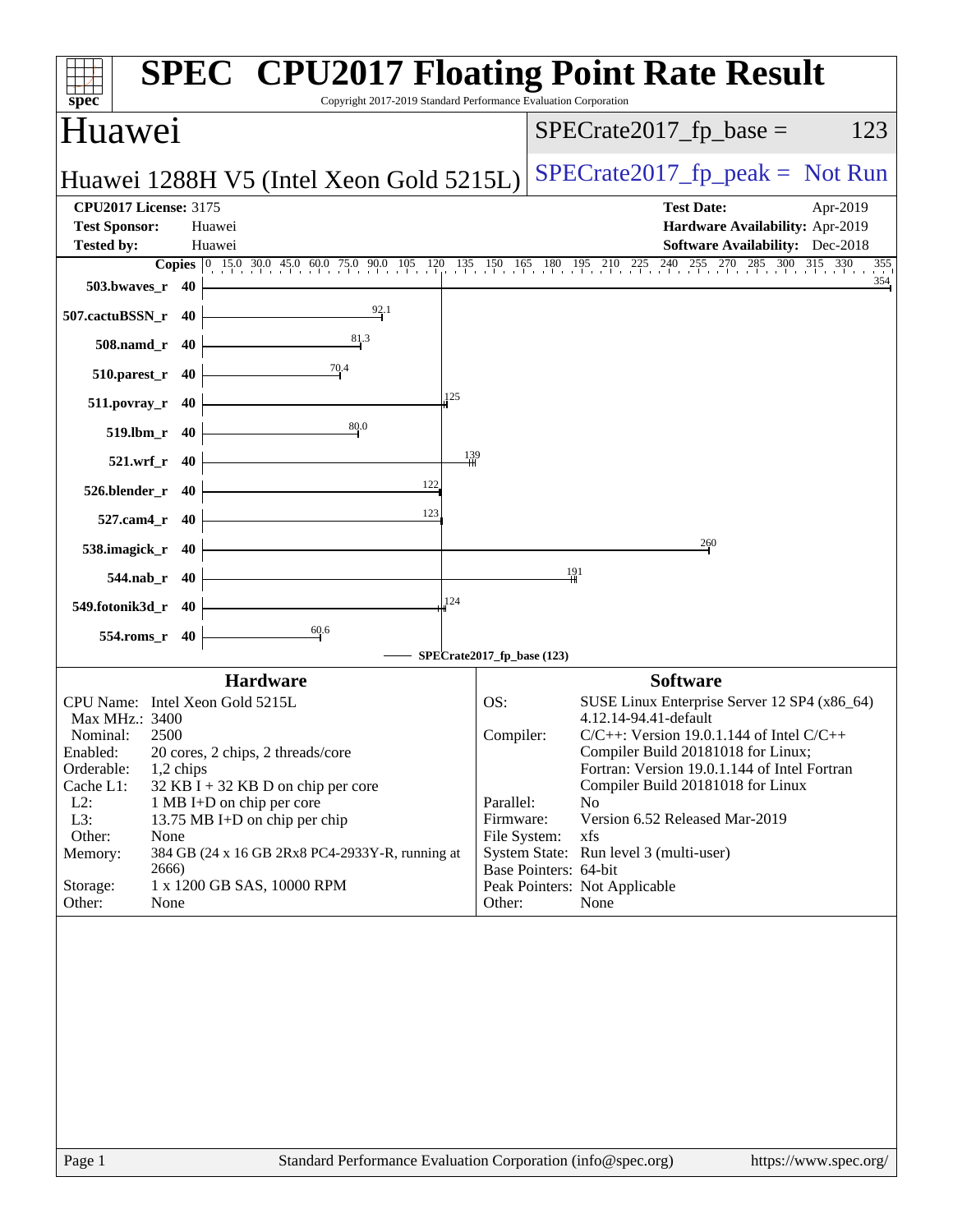# SPEC CPU2017 Floating Point Rate Result

Copyright 2017-2019 Standard Performance Evaluation Corporation

## Huawei

Huawei 1288H V5 (Intel Xeon Gold 5215L)

SPECrate2017_fp_base = 123

SPECrate2017_fp_peak = Not Run

| | | | |
|---|---|---|---|
| **CPU2017 License:** 3175 | | **Test Date:** | Apr-2019 |
| **Test Sponsor:** | Huawei | **Hardware Availability:** | Apr-2019 |
| **Tested by:** | Huawei | **Software Availability:** | Dec-2018 |

| Benchmark | Copies | SPECrate2017_fp_base |
|---|---|---|
| 503.bwaves_r | 40 | 354 |
| 507.cactuBSSN_r | 40 | 92.1 |
| 508.namd_r | 40 | 81.3 |
| 510.parest_r | 40 | 70.4 |
| 511.povray_r | 40 | 125 |
| 519.lbm_r | 40 | 80.0 |
| 521.wrf_r | 40 | 139 |
| 526.blender_r | 40 | 122 |
| 527.cam4_r | 40 | 123 |
| 538.imagick_r | 40 | 260 |
| 544.nab_r | 40 | 191 |
| 549.fotonik3d_r | 40 | 124 |
| 554.roms_r | 40 | 60.6 |

SPECrate2017_fp_base (123)

### Hardware

| | |
|---|---|
| CPU Name: | Intel Xeon Gold 5215L |
| Max MHz.: | 3400 |
| Nominal: | 2500 |
| Enabled: | 20 cores, 2 chips, 2 threads/core |
| Orderable: | 1,2 chips |
| Cache L1: | 32 KB I + 32 KB D on chip per core |
| L2: | 1 MB I+D on chip per core |
| L3: | 13.75 MB I+D on chip per chip |
| Other: | None |
| Memory: | 384 GB (24 x 16 GB 2Rx8 PC4-2933Y-R, running at 2666) |
| Storage: | 1 x 1200 GB SAS, 10000 RPM |
| Other: | None |

### Software

| | |
|---|---|
| OS: | SUSE Linux Enterprise Server 12 SP4 (x86_64) 4.12.14-94.41-default |
| Compiler: | C/C++: Version 19.0.1.144 of Intel C/C++ Compiler Build 20181018 for Linux; Fortran: Version 19.0.1.144 of Intel Fortran Compiler Build 20181018 for Linux |
| Parallel: | No |
| Firmware: | Version 6.52 Released Mar-2019 |
| File System: | xfs |
| System State: | Run level 3 (multi-user) |
| Base Pointers: | 64-bit |
| Peak Pointers: | Not Applicable |
| Other: | None |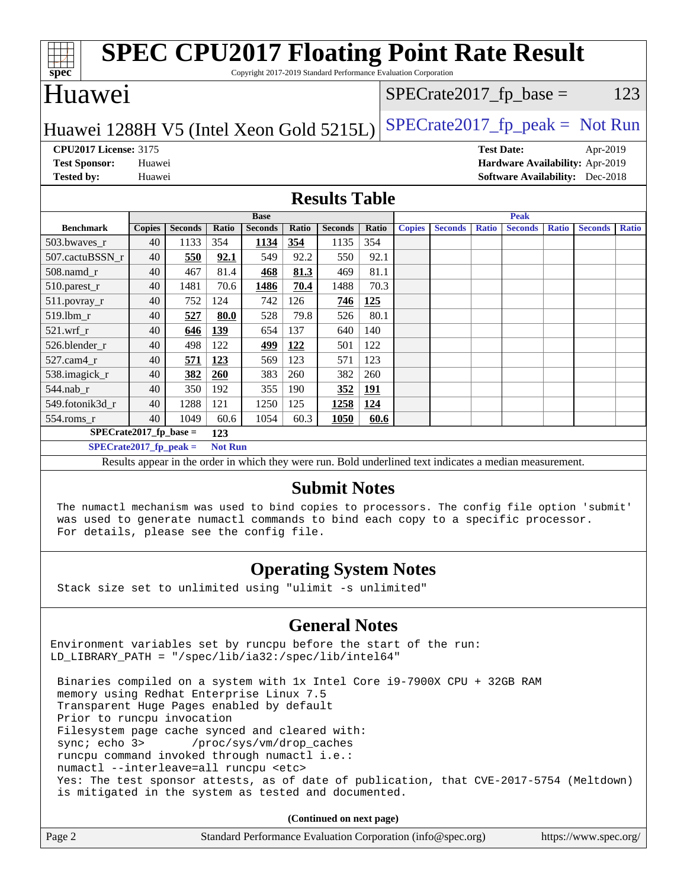# SPEC CPU2017 Floating Point Rate Result

Copyright 2017-2019 Standard Performance Evaluation Corporation

## Huawei

Huawei 1288H V5 (Intel Xeon Gold 5215L)

SPECrate2017_fp_base = 123

SPECrate2017_fp_peak = Not Run

**CPU2017 License:** 3175
**Test Sponsor:** Huawei
**Tested by:** Huawei

**Test Date:** Apr-2019
**Hardware Availability:** Apr-2019
**Software Availability:** Dec-2018

## Results Table

| | Base | | | | | | | Peak | | | | | | |
|---|---|---|---|---|---|---|---|---|---|---|---|---|---|---|
| **Benchmark** | **Copies** | **Seconds** | **Ratio** | **Seconds** | **Ratio** | **Seconds** | **Ratio** | **Copies** | **Seconds** | **Ratio** | **Seconds** | **Ratio** | **Seconds** | **Ratio** |
| 503.bwaves_r | 40 | 1133 | 354 | **1134** | **354** | 1135 | 354 | | | | | | | |
| 507.cactuBSSN_r | 40 | **550** | **92.1** | 549 | 92.2 | 550 | 92.1 | | | | | | | |
| 508.namd_r | 40 | 467 | 81.4 | **468** | **81.3** | 469 | 81.1 | | | | | | | |
| 510.parest_r | 40 | 1481 | 70.6 | **1486** | **70.4** | 1488 | 70.3 | | | | | | | |
| 511.povray_r | 40 | 752 | 124 | 742 | 126 | **746** | **125** | | | | | | | |
| 519.lbm_r | 40 | **527** | **80.0** | 528 | 79.8 | 526 | 80.1 | | | | | | | |
| 521.wrf_r | 40 | **646** | **139** | 654 | 137 | 640 | 140 | | | | | | | |
| 526.blender_r | 40 | 498 | 122 | **499** | **122** | 501 | 122 | | | | | | | |
| 527.cam4_r | 40 | **571** | **123** | 569 | 123 | 571 | 123 | | | | | | | |
| 538.imagick_r | 40 | **382** | **260** | 383 | 260 | 382 | 260 | | | | | | | |
| 544.nab_r | 40 | 350 | 192 | 355 | 190 | **352** | **191** | | | | | | | |
| 549.fotonik3d_r | 40 | 1288 | 121 | 1250 | 125 | **1258** | **124** | | | | | | | |
| 554.roms_r | 40 | 1049 | 60.6 | 1054 | 60.3 | **1050** | **60.6** | | | | | | | |

**SPECrate2017_fp_base = 123**

**SPECrate2017_fp_peak = Not Run**

Results appear in the order in which they were run. Bold underlined text indicates a median measurement.

## Submit Notes

```
The numactl mechanism was used to bind copies to processors. The config file option 'submit'
was used to generate numactl commands to bind each copy to a specific processor.
For details, please see the config file.
```

## Operating System Notes

```
Stack size set to unlimited using "ulimit -s unlimited"
```

## General Notes

```
Environment variables set by runcpu before the start of the run:
LD_LIBRARY_PATH = "/spec/lib/ia32:/spec/lib/intel64"

 Binaries compiled on a system with 1x Intel Core i9-7900X CPU + 32GB RAM
 memory using Redhat Enterprise Linux 7.5
 Transparent Huge Pages enabled by default
 Prior to runcpu invocation
 Filesystem page cache synced and cleared with:
 sync; echo 3>       /proc/sys/vm/drop_caches
 runcpu command invoked through numactl i.e.:
 numactl --interleave=all runcpu <etc>
 Yes: The test sponsor attests, as of date of publication, that CVE-2017-5754 (Meltdown)
 is mitigated in the system as tested and documented.
```

**(Continued on next page)**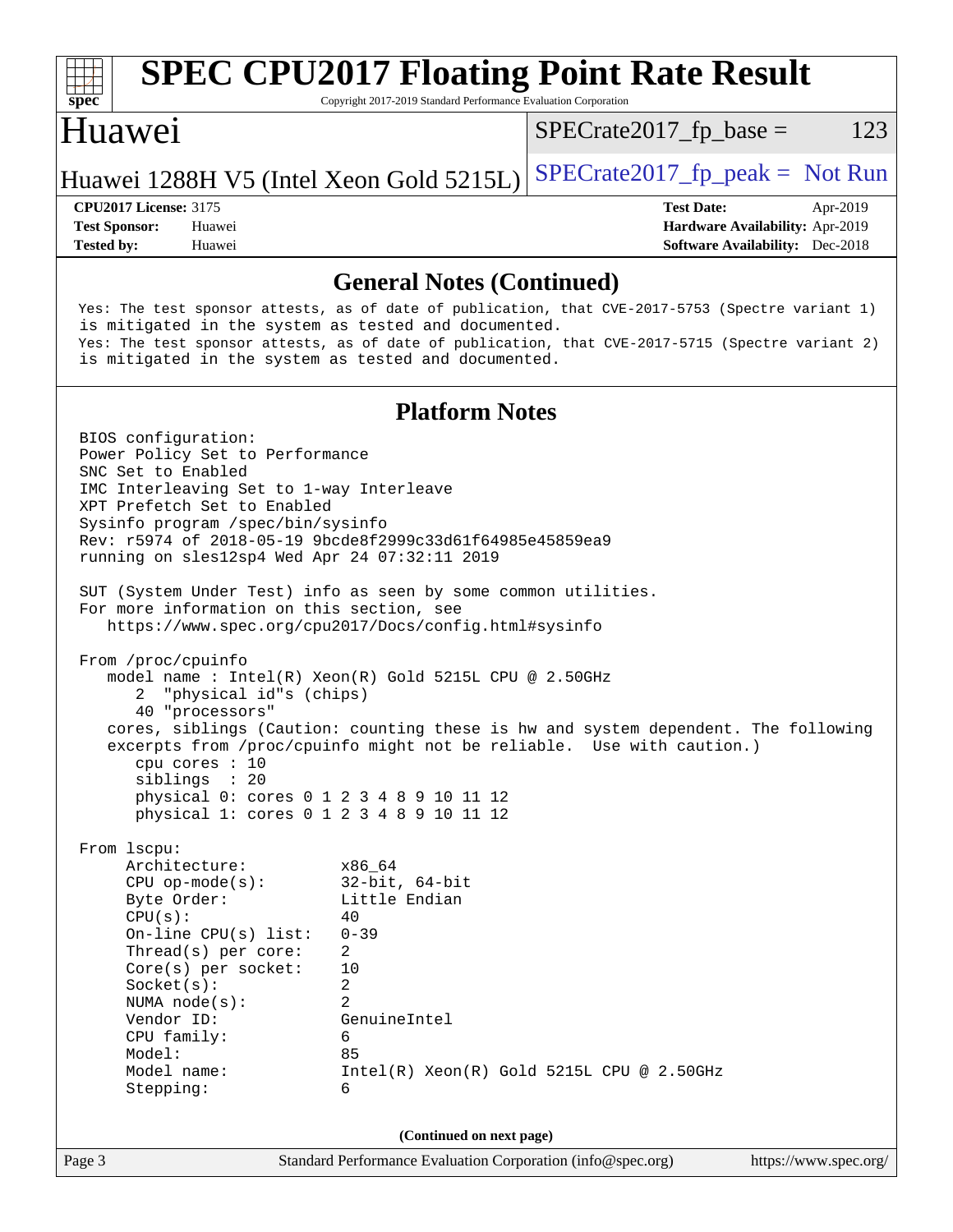## General Notes (Continued)

```
Yes: The test sponsor attests, as of date of publication, that CVE-2017-5753 (Spectre variant 1)
is mitigated in the system as tested and documented.
Yes: The test sponsor attests, as of date of publication, that CVE-2017-5715 (Spectre variant 2)
is mitigated in the system as tested and documented.
```

## Platform Notes

```
BIOS configuration:
Power Policy Set to Performance
SNC Set to Enabled
IMC Interleaving Set to 1-way Interleave
XPT Prefetch Set to Enabled
Sysinfo program /spec/bin/sysinfo
Rev: r5974 of 2018-05-19 9bcde8f2999c33d61f64985e45859ea9
running on sles12sp4 Wed Apr 24 07:32:11 2019

SUT (System Under Test) info as seen by some common utilities.
For more information on this section, see
   https://www.spec.org/cpu2017/Docs/config.html#sysinfo

From /proc/cpuinfo
   model name : Intel(R) Xeon(R) Gold 5215L CPU @ 2.50GHz
      2  "physical id"s (chips)
      40 "processors"
   cores, siblings (Caution: counting these is hw and system dependent. The following
   excerpts from /proc/cpuinfo might not be reliable.  Use with caution.)
      cpu cores : 10
      siblings  : 20
      physical 0: cores 0 1 2 3 4 8 9 10 11 12
      physical 1: cores 0 1 2 3 4 8 9 10 11 12

From lscpu:
     Architecture:          x86_64
     CPU op-mode(s):        32-bit, 64-bit
     Byte Order:            Little Endian
     CPU(s):                40
     On-line CPU(s) list:   0-39
     Thread(s) per core:    2
     Core(s) per socket:    10
     Socket(s):             2
     NUMA node(s):          2
     Vendor ID:             GenuineIntel
     CPU family:            6
     Model:                 85
     Model name:            Intel(R) Xeon(R) Gold 5215L CPU @ 2.50GHz
     Stepping:              6
```

(Continued on next page)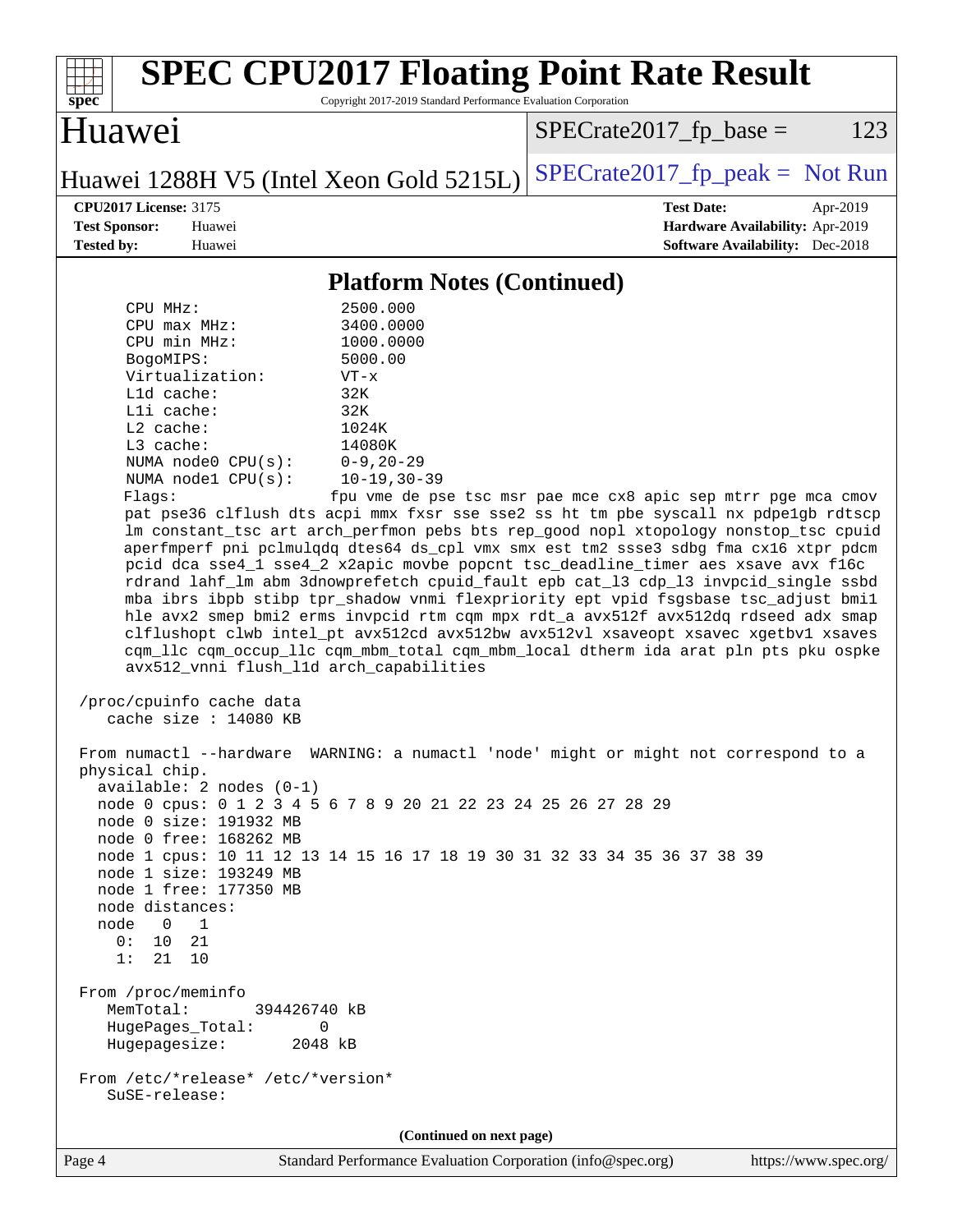# SPEC CPU2017 Floating Point Rate Result

Copyright 2017-2019 Standard Performance Evaluation Corporation

## Huawei

Huawei 1288H V5 (Intel Xeon Gold 5215L)

SPECrate2017_fp_base = 123

SPECrate2017_fp_peak = Not Run

**CPU2017 License:** 3175
**Test Sponsor:** Huawei
**Tested by:** Huawei

**Test Date:** Apr-2019
**Hardware Availability:** Apr-2019
**Software Availability:** Dec-2018

### Platform Notes (Continued)

```
     CPU MHz:                 2500.000
     CPU max MHz:             3400.0000
     CPU min MHz:             1000.0000
     BogoMIPS:                5000.00
     Virtualization:          VT-x
     L1d cache:               32K
     L1i cache:               32K
     L2 cache:                1024K
     L3 cache:                14080K
     NUMA node0 CPU(s):       0-9,20-29
     NUMA node1 CPU(s):       10-19,30-39
     Flags:                   fpu vme de pse tsc msr pae mce cx8 apic sep mtrr pge mca cmov
     pat pse36 clflush dts acpi mmx fxsr sse sse2 ss ht tm pbe syscall nx pdpe1gb rdtscp
     lm constant_tsc art arch_perfmon pebs bts rep_good nopl xtopology nonstop_tsc cpuid
     aperfmperf pni pclmulqdq dtes64 ds_cpl vmx smx est tm2 ssse3 sdbg fma cx16 xtpr pdcm
     pcid dca sse4_1 sse4_2 x2apic movbe popcnt tsc_deadline_timer aes xsave avx f16c
     rdrand lahf_lm abm 3dnowprefetch cpuid_fault epb cat_l3 cdp_l3 invpcid_single ssbd
     mba ibrs ibpb stibp tpr_shadow vnmi flexpriority ept vpid fsgsbase tsc_adjust bmi1
     hle avx2 smep bmi2 erms invpcid rtm cqm mpx rdt_a avx512f avx512dq rdseed adx smap
     clflushopt clwb intel_pt avx512cd avx512bw avx512vl xsaveopt xsavec xgetbv1 xsaves
     cqm_llc cqm_occup_llc cqm_mbm_total cqm_mbm_local dtherm ida arat pln pts pku ospke
     avx512_vnni flush_l1d arch_capabilities

 /proc/cpuinfo cache data
    cache size : 14080 KB

 From numactl --hardware  WARNING: a numactl 'node' might or might not correspond to a
 physical chip.
   available: 2 nodes (0-1)
   node 0 cpus: 0 1 2 3 4 5 6 7 8 9 20 21 22 23 24 25 26 27 28 29
   node 0 size: 191932 MB
   node 0 free: 168262 MB
   node 1 cpus: 10 11 12 13 14 15 16 17 18 19 30 31 32 33 34 35 36 37 38 39
   node 1 size: 193249 MB
   node 1 free: 177350 MB
   node distances:
   node   0   1
     0:  10  21
     1:  21  10

 From /proc/meminfo
    MemTotal:       394426740 kB
    HugePages_Total:        0
    Hugepagesize:        2048 kB

 From /etc/*release* /etc/*version*
    SuSE-release:
```

(Continued on next page)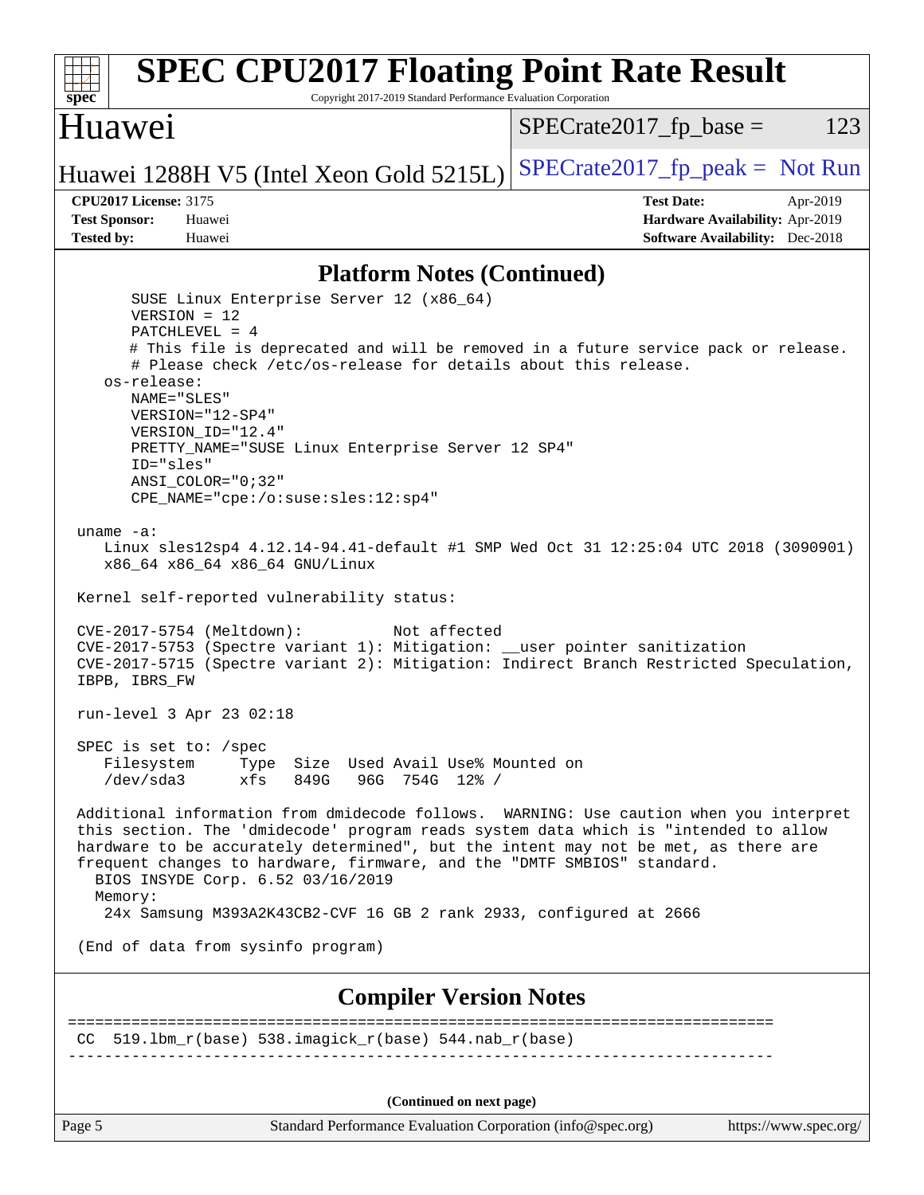## Platform Notes (Continued)

```
      SUSE Linux Enterprise Server 12 (x86_64)
      VERSION = 12
      PATCHLEVEL = 4
      # This file is deprecated and will be removed in a future service pack or release.
      # Please check /etc/os-release for details about this release.
   os-release:
      NAME="SLES"
      VERSION="12-SP4"
      VERSION_ID="12.4"
      PRETTY_NAME="SUSE Linux Enterprise Server 12 SP4"
      ID="sles"
      ANSI_COLOR="0;32"
      CPE_NAME="cpe:/o:suse:sles:12:sp4"

 uname -a:
    Linux sles12sp4 4.12.14-94.41-default #1 SMP Wed Oct 31 12:25:04 UTC 2018 (3090901)
    x86_64 x86_64 x86_64 GNU/Linux

 Kernel self-reported vulnerability status:

 CVE-2017-5754 (Meltdown):          Not affected
 CVE-2017-5753 (Spectre variant 1): Mitigation: __user pointer sanitization
 CVE-2017-5715 (Spectre variant 2): Mitigation: Indirect Branch Restricted Speculation,
 IBPB, IBRS_FW

 run-level 3 Apr 23 02:18

 SPEC is set to: /spec
    Filesystem     Type  Size  Used Avail Use% Mounted on
    /dev/sda3      xfs   849G   96G  754G  12% /

 Additional information from dmidecode follows.  WARNING: Use caution when you interpret
 this section. The 'dmidecode' program reads system data which is "intended to allow
 hardware to be accurately determined", but the intent may not be met, as there are
 frequent changes to hardware, firmware, and the "DMTF SMBIOS" standard.
   BIOS INSYDE Corp. 6.52 03/16/2019
   Memory:
    24x Samsung M393A2K43CB2-CVF 16 GB 2 rank 2933, configured at 2666

 (End of data from sysinfo program)
```

## Compiler Version Notes

```
==============================================================================
 CC  519.lbm_r(base) 538.imagick_r(base) 544.nab_r(base)
------------------------------------------------------------------------------
```

(Continued on next page)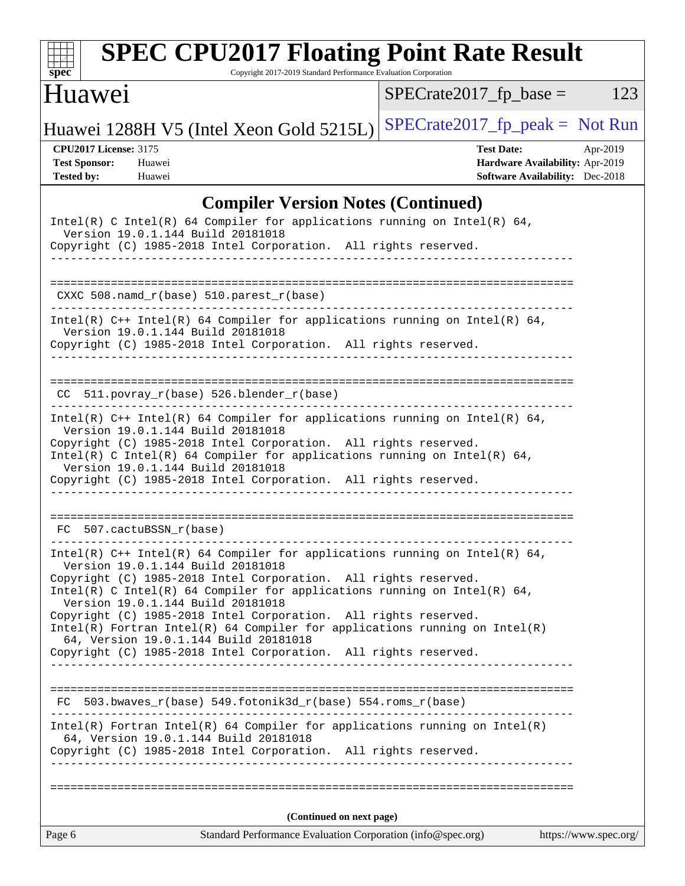## Compiler Version Notes (Continued)

```
Intel(R) C Intel(R) 64 Compiler for applications running on Intel(R) 64,
  Version 19.0.1.144 Build 20181018
Copyright (C) 1985-2018 Intel Corporation.  All rights reserved.
------------------------------------------------------------------------------

==============================================================================
 CXXC 508.namd_r(base) 510.parest_r(base)
------------------------------------------------------------------------------
Intel(R) C++ Intel(R) 64 Compiler for applications running on Intel(R) 64,
  Version 19.0.1.144 Build 20181018
Copyright (C) 1985-2018 Intel Corporation.  All rights reserved.
------------------------------------------------------------------------------

==============================================================================
 CC  511.povray_r(base) 526.blender_r(base)
------------------------------------------------------------------------------
Intel(R) C++ Intel(R) 64 Compiler for applications running on Intel(R) 64,
  Version 19.0.1.144 Build 20181018
Copyright (C) 1985-2018 Intel Corporation.  All rights reserved.
Intel(R) C Intel(R) 64 Compiler for applications running on Intel(R) 64,
  Version 19.0.1.144 Build 20181018
Copyright (C) 1985-2018 Intel Corporation.  All rights reserved.
------------------------------------------------------------------------------

==============================================================================
 FC  507.cactuBSSN_r(base)
------------------------------------------------------------------------------
Intel(R) C++ Intel(R) 64 Compiler for applications running on Intel(R) 64,
  Version 19.0.1.144 Build 20181018
Copyright (C) 1985-2018 Intel Corporation.  All rights reserved.
Intel(R) C Intel(R) 64 Compiler for applications running on Intel(R) 64,
  Version 19.0.1.144 Build 20181018
Copyright (C) 1985-2018 Intel Corporation.  All rights reserved.
Intel(R) Fortran Intel(R) 64 Compiler for applications running on Intel(R)
  64, Version 19.0.1.144 Build 20181018
Copyright (C) 1985-2018 Intel Corporation.  All rights reserved.
------------------------------------------------------------------------------

==============================================================================
 FC  503.bwaves_r(base) 549.fotonik3d_r(base) 554.roms_r(base)
------------------------------------------------------------------------------
Intel(R) Fortran Intel(R) 64 Compiler for applications running on Intel(R)
  64, Version 19.0.1.144 Build 20181018
Copyright (C) 1985-2018 Intel Corporation.  All rights reserved.
------------------------------------------------------------------------------

==============================================================================
```

**(Continued on next page)**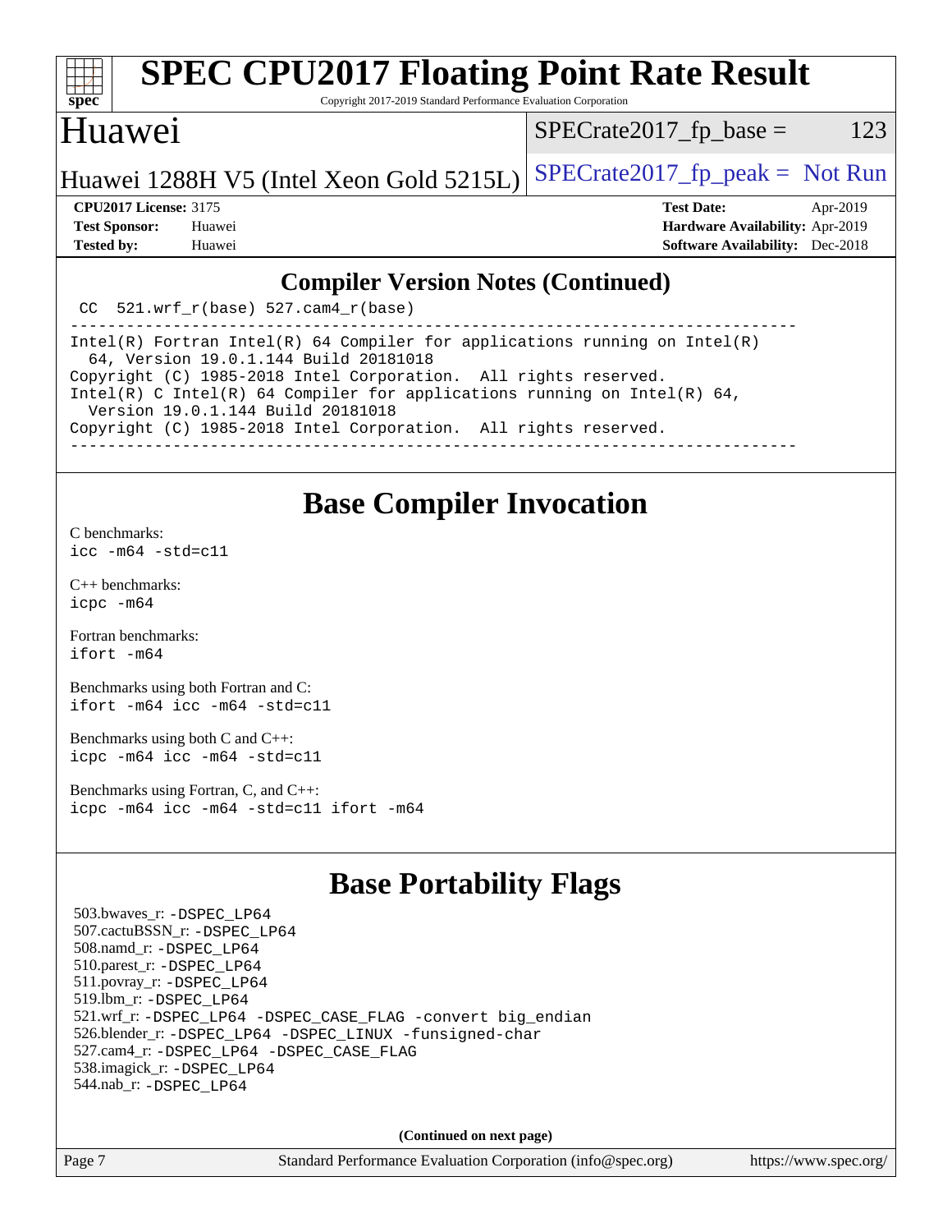# SPEC CPU2017 Floating Point Rate Result

Copyright 2017-2019 Standard Performance Evaluation Corporation

## Huawei

Huawei 1288H V5 (Intel Xeon Gold 5215L)

SPECrate2017_fp_base = 123

SPECrate2017_fp_peak = Not Run

**CPU2017 License:** 3175
**Test Sponsor:** Huawei
**Tested by:** Huawei

**Test Date:** Apr-2019
**Hardware Availability:** Apr-2019
**Software Availability:** Dec-2018

## Compiler Version Notes (Continued)

```
 CC  521.wrf_r(base) 527.cam4_r(base)
------------------------------------------------------------------------------
Intel(R) Fortran Intel(R) 64 Compiler for applications running on Intel(R)
  64, Version 19.0.1.144 Build 20181018
Copyright (C) 1985-2018 Intel Corporation.  All rights reserved.
Intel(R) C Intel(R) 64 Compiler for applications running on Intel(R) 64,
  Version 19.0.1.144 Build 20181018
Copyright (C) 1985-2018 Intel Corporation.  All rights reserved.
------------------------------------------------------------------------------
```

## Base Compiler Invocation

C benchmarks:
`icc -m64 -std=c11`

C++ benchmarks:
`icpc -m64`

Fortran benchmarks:
`ifort -m64`

Benchmarks using both Fortran and C:
`ifort -m64 icc -m64 -std=c11`

Benchmarks using both C and C++:
`icpc -m64 icc -m64 -std=c11`

Benchmarks using Fortran, C, and C++:
`icpc -m64 icc -m64 -std=c11 ifort -m64`

## Base Portability Flags

503.bwaves_r: -DSPEC_LP64
507.cactuBSSN_r: -DSPEC_LP64
508.namd_r: -DSPEC_LP64
510.parest_r: -DSPEC_LP64
511.povray_r: -DSPEC_LP64
519.lbm_r: -DSPEC_LP64
521.wrf_r: -DSPEC_LP64 -DSPEC_CASE_FLAG -convert big_endian
526.blender_r: -DSPEC_LP64 -DSPEC_LINUX -funsigned-char
527.cam4_r: -DSPEC_LP64 -DSPEC_CASE_FLAG
538.imagick_r: -DSPEC_LP64
544.nab_r: -DSPEC_LP64

**(Continued on next page)**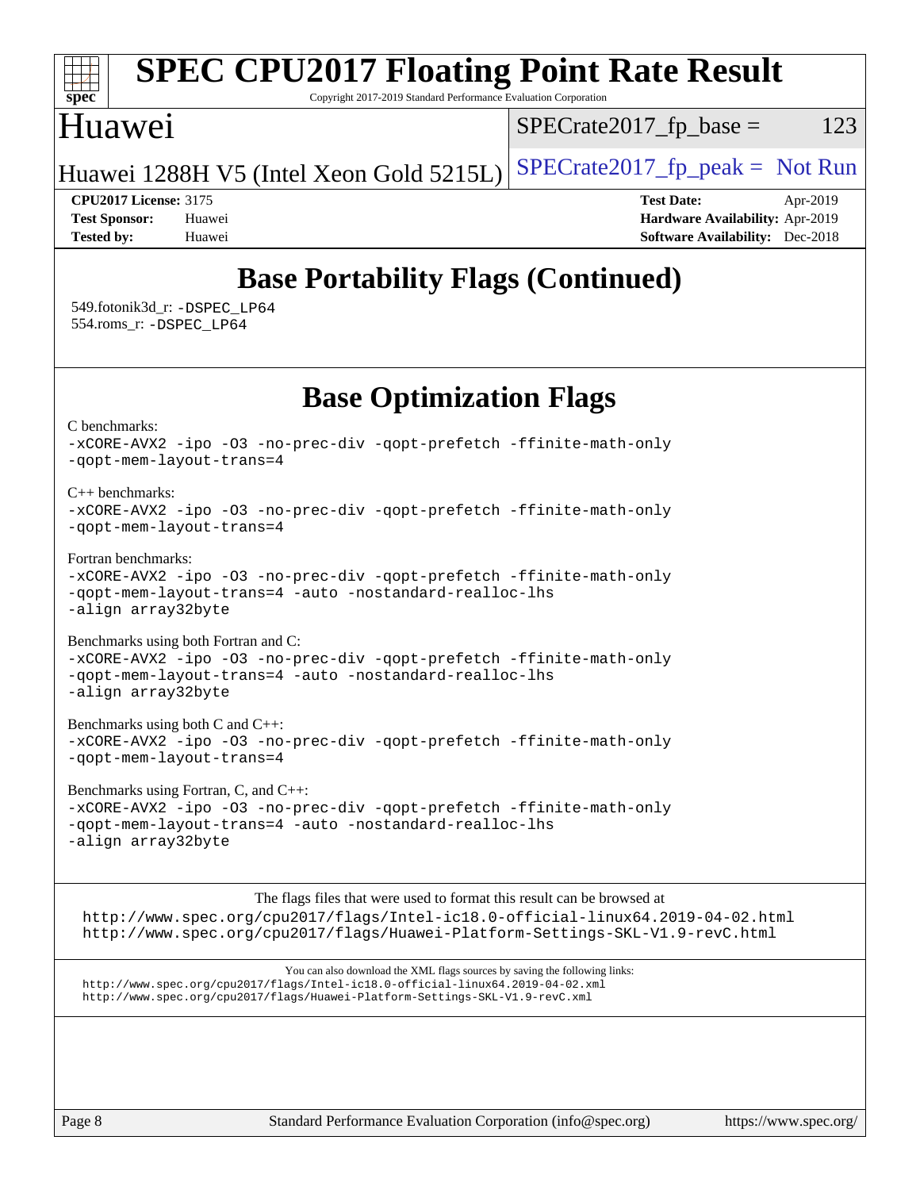# SPEC CPU2017 Floating Point Rate Result

Copyright 2017-2019 Standard Performance Evaluation Corporation

## Huawei

Huawei 1288H V5 (Intel Xeon Gold 5215L)

SPECrate2017_fp_base = 123

SPECrate2017_fp_peak = Not Run

**CPU2017 License:** 3175
**Test Sponsor:** Huawei
**Tested by:** Huawei

**Test Date:** Apr-2019
**Hardware Availability:** Apr-2019
**Software Availability:** Dec-2018

## Base Portability Flags (Continued)

549.fotonik3d_r: `-DSPEC_LP64`
554.roms_r: `-DSPEC_LP64`

## Base Optimization Flags

C benchmarks:

```
-xCORE-AVX2 -ipo -O3 -no-prec-div -qopt-prefetch -ffinite-math-only
-qopt-mem-layout-trans=4
```

C++ benchmarks:

```
-xCORE-AVX2 -ipo -O3 -no-prec-div -qopt-prefetch -ffinite-math-only
-qopt-mem-layout-trans=4
```

Fortran benchmarks:

```
-xCORE-AVX2 -ipo -O3 -no-prec-div -qopt-prefetch -ffinite-math-only
-qopt-mem-layout-trans=4 -auto -nostandard-realloc-lhs
-align array32byte
```

Benchmarks using both Fortran and C:

```
-xCORE-AVX2 -ipo -O3 -no-prec-div -qopt-prefetch -ffinite-math-only
-qopt-mem-layout-trans=4 -auto -nostandard-realloc-lhs
-align array32byte
```

Benchmarks using both C and C++:

```
-xCORE-AVX2 -ipo -O3 -no-prec-div -qopt-prefetch -ffinite-math-only
-qopt-mem-layout-trans=4
```

Benchmarks using Fortran, C, and C++:

```
-xCORE-AVX2 -ipo -O3 -no-prec-div -qopt-prefetch -ffinite-math-only
-qopt-mem-layout-trans=4 -auto -nostandard-realloc-lhs
-align array32byte
```

The flags files that were used to format this result can be browsed at
http://www.spec.org/cpu2017/flags/Intel-ic18.0-official-linux64.2019-04-02.html
http://www.spec.org/cpu2017/flags/Huawei-Platform-Settings-SKL-V1.9-revC.html

You can also download the XML flags sources by saving the following links:
http://www.spec.org/cpu2017/flags/Intel-ic18.0-official-linux64.2019-04-02.xml
http://www.spec.org/cpu2017/flags/Huawei-Platform-Settings-SKL-V1.9-revC.xml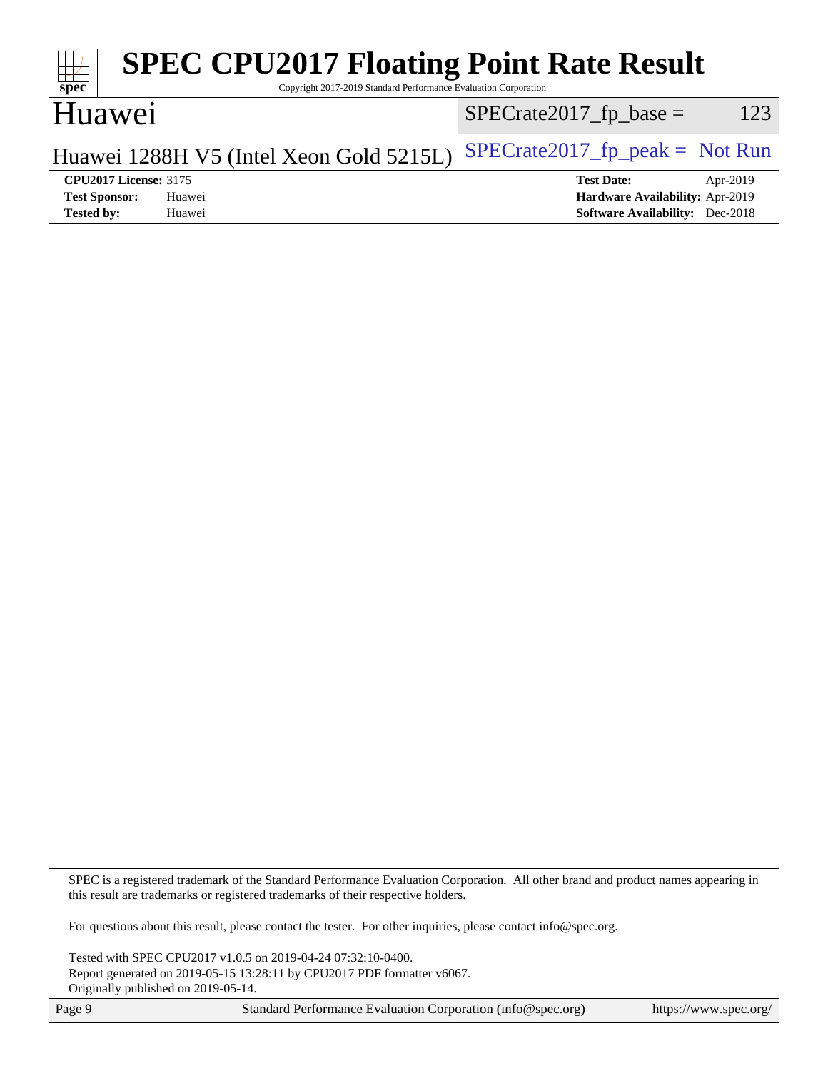# SPEC CPU2017 Floating Point Rate Result

Copyright 2017-2019 Standard Performance Evaluation Corporation

## Huawei

Huawei 1288H V5 (Intel Xeon Gold 5215L)

SPECrate2017_fp_base = 123

SPECrate2017_fp_peak = Not Run

**CPU2017 License:** 3175
**Test Sponsor:** Huawei
**Tested by:** Huawei

**Test Date:** Apr-2019
**Hardware Availability:** Apr-2019
**Software Availability:** Dec-2018

SPEC is a registered trademark of the Standard Performance Evaluation Corporation. All other brand and product names appearing in this result are trademarks or registered trademarks of their respective holders.

For questions about this result, please contact the tester. For other inquiries, please contact info@spec.org.

Tested with SPEC CPU2017 v1.0.5 on 2019-04-24 07:32:10-0400.
Report generated on 2019-05-15 13:28:11 by CPU2017 PDF formatter v6067.
Originally published on 2019-05-14.